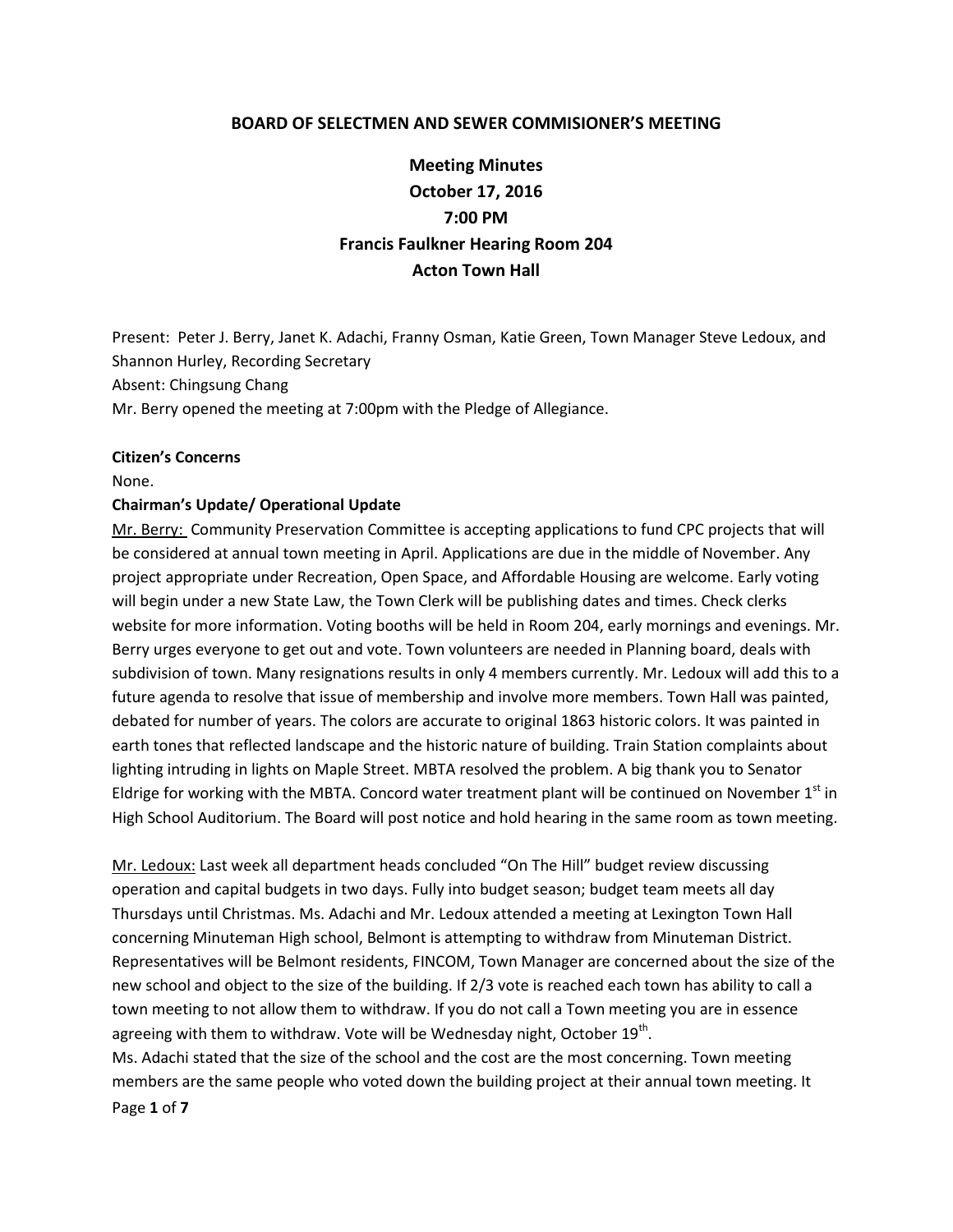# BOARD OF SELECTMEN AND SEWER COMMISIONER'S MEETING

## Meeting Minutes
## October 17, 2016
## 7:00 PM
## Francis Faulkner Hearing Room 204
## Acton Town Hall

Present: Peter J. Berry, Janet K. Adachi, Franny Osman, Katie Green, Town Manager Steve Ledoux, and Shannon Hurley, Recording Secretary
Absent: Chingsung Chang
Mr. Berry opened the meeting at 7:00pm with the Pledge of Allegiance.

**Citizen's Concerns**
None.

**Chairman's Update/ Operational Update**

Mr. Berry: Community Preservation Committee is accepting applications to fund CPC projects that will be considered at annual town meeting in April. Applications are due in the middle of November. Any project appropriate under Recreation, Open Space, and Affordable Housing are welcome. Early voting will begin under a new State Law, the Town Clerk will be publishing dates and times. Check clerks website for more information. Voting booths will be held in Room 204, early mornings and evenings. Mr. Berry urges everyone to get out and vote. Town volunteers are needed in Planning board, deals with subdivision of town. Many resignations results in only 4 members currently. Mr. Ledoux will add this to a future agenda to resolve that issue of membership and involve more members. Town Hall was painted, debated for number of years. The colors are accurate to original 1863 historic colors. It was painted in earth tones that reflected landscape and the historic nature of building. Train Station complaints about lighting intruding in lights on Maple Street. MBTA resolved the problem. A big thank you to Senator Eldrige for working with the MBTA. Concord water treatment plant will be continued on November 1st in High School Auditorium. The Board will post notice and hold hearing in the same room as town meeting.

Mr. Ledoux: Last week all department heads concluded "On The Hill" budget review discussing operation and capital budgets in two days. Fully into budget season; budget team meets all day Thursdays until Christmas. Ms. Adachi and Mr. Ledoux attended a meeting at Lexington Town Hall concerning Minuteman High school, Belmont is attempting to withdraw from Minuteman District. Representatives will be Belmont residents, FINCOM, Town Manager are concerned about the size of the new school and object to the size of the building. If 2/3 vote is reached each town has ability to call a town meeting to not allow them to withdraw. If you do not call a Town meeting you are in essence agreeing with them to withdraw. Vote will be Wednesday night, October 19th.

Ms. Adachi stated that the size of the school and the cost are the most concerning. Town meeting members are the same people who voted down the building project at their annual town meeting. It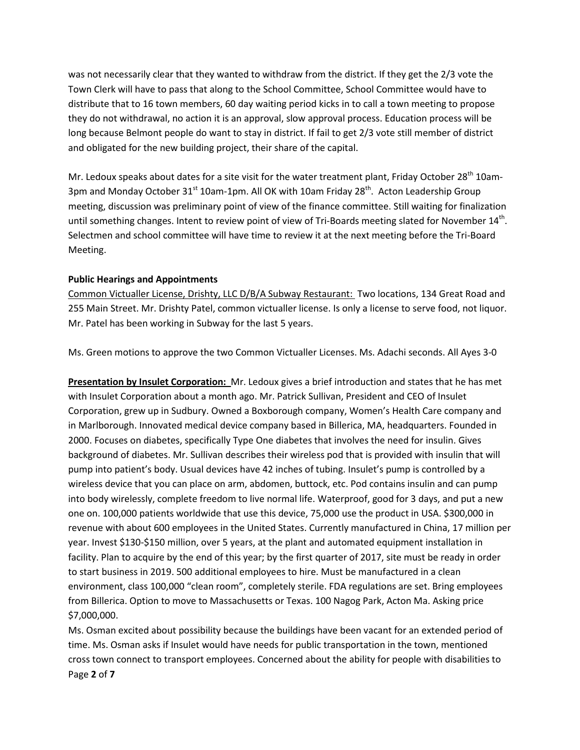was not necessarily clear that they wanted to withdraw from the district. If they get the 2/3 vote the Town Clerk will have to pass that along to the School Committee, School Committee would have to distribute that to 16 town members, 60 day waiting period kicks in to call a town meeting to propose they do not withdrawal, no action it is an approval, slow approval process. Education process will be long because Belmont people do want to stay in district. If fail to get 2/3 vote still member of district and obligated for the new building project, their share of the capital.

Mr. Ledoux speaks about dates for a site visit for the water treatment plant, Friday October 28th 10am-3pm and Monday October 31st 10am-1pm. All OK with 10am Friday 28th. Acton Leadership Group meeting, discussion was preliminary point of view of the finance committee. Still waiting for finalization until something changes. Intent to review point of view of Tri-Boards meeting slated for November 14th. Selectmen and school committee will have time to review it at the next meeting before the Tri-Board Meeting.

**Public Hearings and Appointments**

Common Victualler License, Drishty, LLC D/B/A Subway Restaurant: Two locations, 134 Great Road and 255 Main Street. Mr. Drishty Patel, common victualler license. Is only a license to serve food, not liquor. Mr. Patel has been working in Subway for the last 5 years.

Ms. Green motions to approve the two Common Victualler Licenses. Ms. Adachi seconds. All Ayes 3-0

**Presentation by Insulet Corporation:** Mr. Ledoux gives a brief introduction and states that he has met with Insulet Corporation about a month ago. Mr. Patrick Sullivan, President and CEO of Insulet Corporation, grew up in Sudbury. Owned a Boxborough company, Women's Health Care company and in Marlborough. Innovated medical device company based in Billerica, MA, headquarters. Founded in 2000. Focuses on diabetes, specifically Type One diabetes that involves the need for insulin. Gives background of diabetes. Mr. Sullivan describes their wireless pod that is provided with insulin that will pump into patient's body. Usual devices have 42 inches of tubing. Insulet's pump is controlled by a wireless device that you can place on arm, abdomen, buttock, etc. Pod contains insulin and can pump into body wirelessly, complete freedom to live normal life. Waterproof, good for 3 days, and put a new one on. 100,000 patients worldwide that use this device, 75,000 use the product in USA. $300,000 in revenue with about 600 employees in the United States. Currently manufactured in China, 17 million per year. Invest $130-$150 million, over 5 years, at the plant and automated equipment installation in facility. Plan to acquire by the end of this year; by the first quarter of 2017, site must be ready in order to start business in 2019. 500 additional employees to hire. Must be manufactured in a clean environment, class 100,000 "clean room", completely sterile. FDA regulations are set. Bring employees from Billerica. Option to move to Massachusetts or Texas. 100 Nagog Park, Acton Ma. Asking price $7,000,000.

Ms. Osman excited about possibility because the buildings have been vacant for an extended period of time. Ms. Osman asks if Insulet would have needs for public transportation in the town, mentioned cross town connect to transport employees. Concerned about the ability for people with disabilities to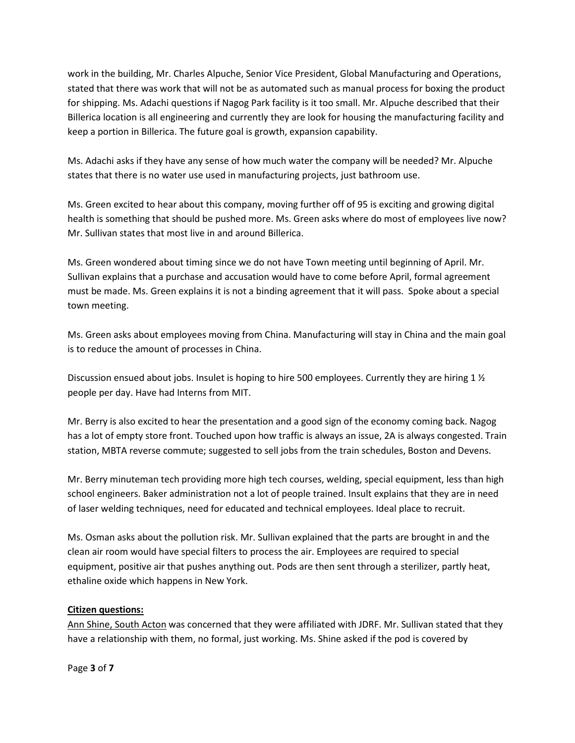work in the building, Mr. Charles Alpuche, Senior Vice President, Global Manufacturing and Operations, stated that there was work that will not be as automated such as manual process for boxing the product for shipping. Ms. Adachi questions if Nagog Park facility is it too small. Mr. Alpuche described that their Billerica location is all engineering and currently they are look for housing the manufacturing facility and keep a portion in Billerica. The future goal is growth, expansion capability.

Ms. Adachi asks if they have any sense of how much water the company will be needed? Mr. Alpuche states that there is no water use used in manufacturing projects, just bathroom use.

Ms. Green excited to hear about this company, moving further off of 95 is exciting and growing digital health is something that should be pushed more. Ms. Green asks where do most of employees live now? Mr. Sullivan states that most live in and around Billerica.

Ms. Green wondered about timing since we do not have Town meeting until beginning of April. Mr. Sullivan explains that a purchase and accusation would have to come before April, formal agreement must be made. Ms. Green explains it is not a binding agreement that it will pass. Spoke about a special town meeting.

Ms. Green asks about employees moving from China. Manufacturing will stay in China and the main goal is to reduce the amount of processes in China.

Discussion ensued about jobs. Insulet is hoping to hire 500 employees. Currently they are hiring 1 ½ people per day. Have had Interns from MIT.

Mr. Berry is also excited to hear the presentation and a good sign of the economy coming back. Nagog has a lot of empty store front. Touched upon how traffic is always an issue, 2A is always congested. Train station, MBTA reverse commute; suggested to sell jobs from the train schedules, Boston and Devens.

Mr. Berry minuteman tech providing more high tech courses, welding, special equipment, less than high school engineers. Baker administration not a lot of people trained. Insult explains that they are in need of laser welding techniques, need for educated and technical employees. Ideal place to recruit.

Ms. Osman asks about the pollution risk. Mr. Sullivan explained that the parts are brought in and the clean air room would have special filters to process the air. Employees are required to special equipment, positive air that pushes anything out. Pods are then sent through a sterilizer, partly heat, ethaline oxide which happens in New York.

**Citizen questions:**

Ann Shine, South Acton was concerned that they were affiliated with JDRF. Mr. Sullivan stated that they have a relationship with them, no formal, just working. Ms. Shine asked if the pod is covered by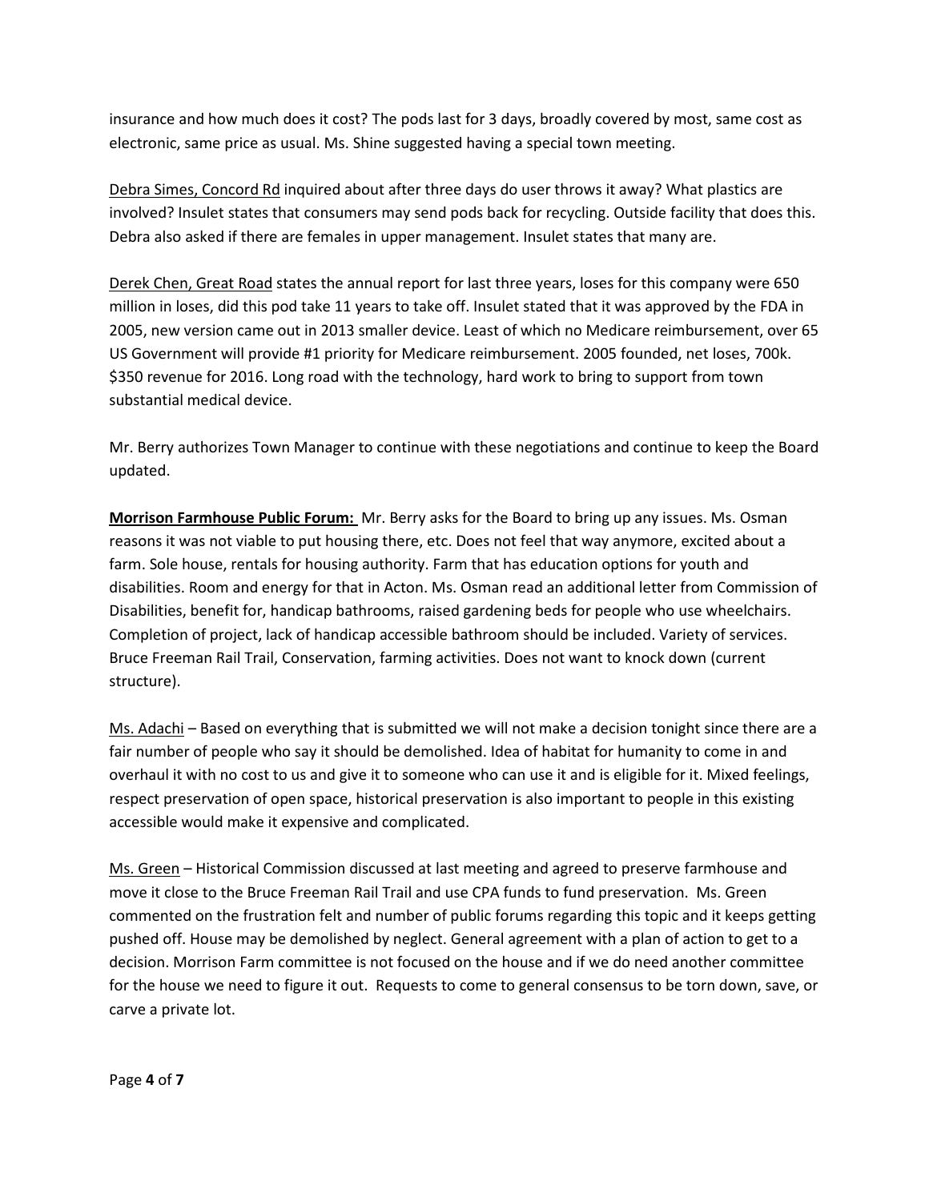insurance and how much does it cost? The pods last for 3 days, broadly covered by most, same cost as electronic, same price as usual. Ms. Shine suggested having a special town meeting.

<u>Debra Simes, Concord Rd</u> inquired about after three days do user throws it away? What plastics are involved? Insulet states that consumers may send pods back for recycling. Outside facility that does this. Debra also asked if there are females in upper management. Insulet states that many are.

<u>Derek Chen, Great Road</u> states the annual report for last three years, loses for this company were 650 million in loses, did this pod take 11 years to take off. Insulet stated that it was approved by the FDA in 2005, new version came out in 2013 smaller device. Least of which no Medicare reimbursement, over 65 US Government will provide #1 priority for Medicare reimbursement. 2005 founded, net loses, 700k. $350 revenue for 2016. Long road with the technology, hard work to bring to support from town substantial medical device.

Mr. Berry authorizes Town Manager to continue with these negotiations and continue to keep the Board updated.

**<u>Morrison Farmhouse Public Forum:</u>** Mr. Berry asks for the Board to bring up any issues. Ms. Osman reasons it was not viable to put housing there, etc. Does not feel that way anymore, excited about a farm. Sole house, rentals for housing authority. Farm that has education options for youth and disabilities. Room and energy for that in Acton. Ms. Osman read an additional letter from Commission of Disabilities, benefit for, handicap bathrooms, raised gardening beds for people who use wheelchairs. Completion of project, lack of handicap accessible bathroom should be included. Variety of services. Bruce Freeman Rail Trail, Conservation, farming activities. Does not want to knock down (current structure).

<u>Ms. Adachi</u> – Based on everything that is submitted we will not make a decision tonight since there are a fair number of people who say it should be demolished. Idea of habitat for humanity to come in and overhaul it with no cost to us and give it to someone who can use it and is eligible for it. Mixed feelings, respect preservation of open space, historical preservation is also important to people in this existing accessible would make it expensive and complicated.

<u>Ms. Green</u> – Historical Commission discussed at last meeting and agreed to preserve farmhouse and move it close to the Bruce Freeman Rail Trail and use CPA funds to fund preservation. Ms. Green commented on the frustration felt and number of public forums regarding this topic and it keeps getting pushed off. House may be demolished by neglect. General agreement with a plan of action to get to a decision. Morrison Farm committee is not focused on the house and if we do need another committee for the house we need to figure it out. Requests to come to general consensus to be torn down, save, or carve a private lot.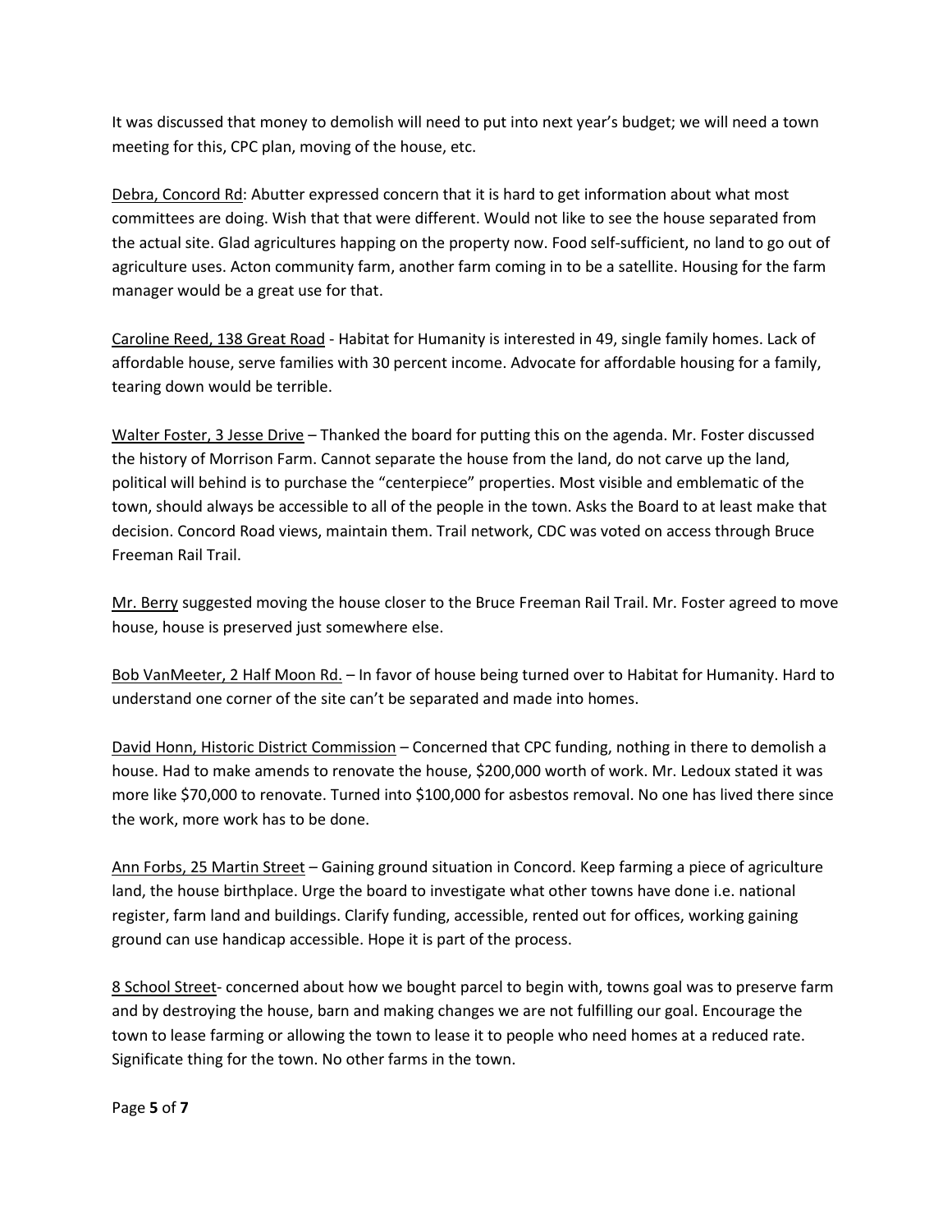It was discussed that money to demolish will need to put into next year's budget; we will need a town meeting for this, CPC plan, moving of the house, etc.

<u>Debra, Concord Rd</u>: Abutter expressed concern that it is hard to get information about what most committees are doing. Wish that that were different. Would not like to see the house separated from the actual site. Glad agricultures happing on the property now. Food self-sufficient, no land to go out of agriculture uses. Acton community farm, another farm coming in to be a satellite. Housing for the farm manager would be a great use for that.

<u>Caroline Reed, 138 Great Road</u> - Habitat for Humanity is interested in 49, single family homes. Lack of affordable house, serve families with 30 percent income. Advocate for affordable housing for a family, tearing down would be terrible.

<u>Walter Foster, 3 Jesse Drive</u> – Thanked the board for putting this on the agenda. Mr. Foster discussed the history of Morrison Farm. Cannot separate the house from the land, do not carve up the land, political will behind is to purchase the "centerpiece" properties. Most visible and emblematic of the town, should always be accessible to all of the people in the town. Asks the Board to at least make that decision. Concord Road views, maintain them. Trail network, CDC was voted on access through Bruce Freeman Rail Trail.

<u>Mr. Berry</u> suggested moving the house closer to the Bruce Freeman Rail Trail. Mr. Foster agreed to move house, house is preserved just somewhere else.

<u>Bob VanMeeter, 2 Half Moon Rd.</u> – In favor of house being turned over to Habitat for Humanity. Hard to understand one corner of the site can't be separated and made into homes.

<u>David Honn, Historic District Commission</u> – Concerned that CPC funding, nothing in there to demolish a house. Had to make amends to renovate the house, $200,000 worth of work. Mr. Ledoux stated it was more like $70,000 to renovate. Turned into $100,000 for asbestos removal. No one has lived there since the work, more work has to be done.

<u>Ann Forbs, 25 Martin Street</u> – Gaining ground situation in Concord. Keep farming a piece of agriculture land, the house birthplace. Urge the board to investigate what other towns have done i.e. national register, farm land and buildings. Clarify funding, accessible, rented out for offices, working gaining ground can use handicap accessible. Hope it is part of the process.

<u>8 School Street</u>- concerned about how we bought parcel to begin with, towns goal was to preserve farm and by destroying the house, barn and making changes we are not fulfilling our goal. Encourage the town to lease farming or allowing the town to lease it to people who need homes at a reduced rate. Significate thing for the town. No other farms in the town.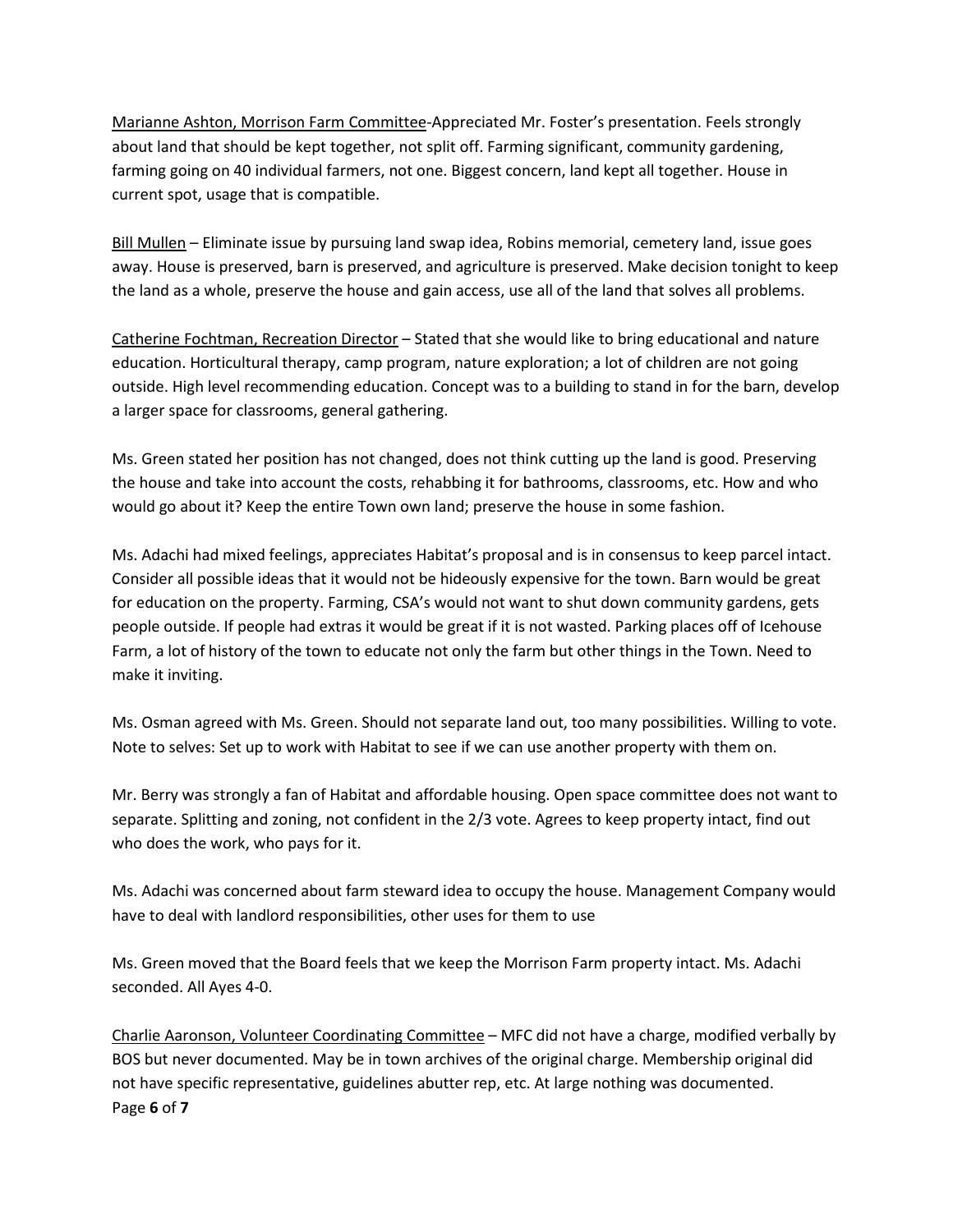<u>Marianne Ashton, Morrison Farm Committee</u>-Appreciated Mr. Foster's presentation. Feels strongly about land that should be kept together, not split off. Farming significant, community gardening, farming going on 40 individual farmers, not one. Biggest concern, land kept all together. House in current spot, usage that is compatible.

<u>Bill Mullen</u> – Eliminate issue by pursuing land swap idea, Robins memorial, cemetery land, issue goes away. House is preserved, barn is preserved, and agriculture is preserved. Make decision tonight to keep the land as a whole, preserve the house and gain access, use all of the land that solves all problems.

<u>Catherine Fochtman, Recreation Director</u> – Stated that she would like to bring educational and nature education. Horticultural therapy, camp program, nature exploration; a lot of children are not going outside. High level recommending education. Concept was to a building to stand in for the barn, develop a larger space for classrooms, general gathering.

Ms. Green stated her position has not changed, does not think cutting up the land is good. Preserving the house and take into account the costs, rehabbing it for bathrooms, classrooms, etc. How and who would go about it? Keep the entire Town own land; preserve the house in some fashion.

Ms. Adachi had mixed feelings, appreciates Habitat's proposal and is in consensus to keep parcel intact. Consider all possible ideas that it would not be hideously expensive for the town. Barn would be great for education on the property. Farming, CSA's would not want to shut down community gardens, gets people outside. If people had extras it would be great if it is not wasted. Parking places off of Icehouse Farm, a lot of history of the town to educate not only the farm but other things in the Town. Need to make it inviting.

Ms. Osman agreed with Ms. Green. Should not separate land out, too many possibilities. Willing to vote. Note to selves: Set up to work with Habitat to see if we can use another property with them on.

Mr. Berry was strongly a fan of Habitat and affordable housing. Open space committee does not want to separate. Splitting and zoning, not confident in the 2/3 vote. Agrees to keep property intact, find out who does the work, who pays for it.

Ms. Adachi was concerned about farm steward idea to occupy the house. Management Company would have to deal with landlord responsibilities, other uses for them to use

Ms. Green moved that the Board feels that we keep the Morrison Farm property intact. Ms. Adachi seconded. All Ayes 4-0.

<u>Charlie Aaronson, Volunteer Coordinating Committee</u> – MFC did not have a charge, modified verbally by BOS but never documented. May be in town archives of the original charge. Membership original did not have specific representative, guidelines abutter rep, etc. At large nothing was documented.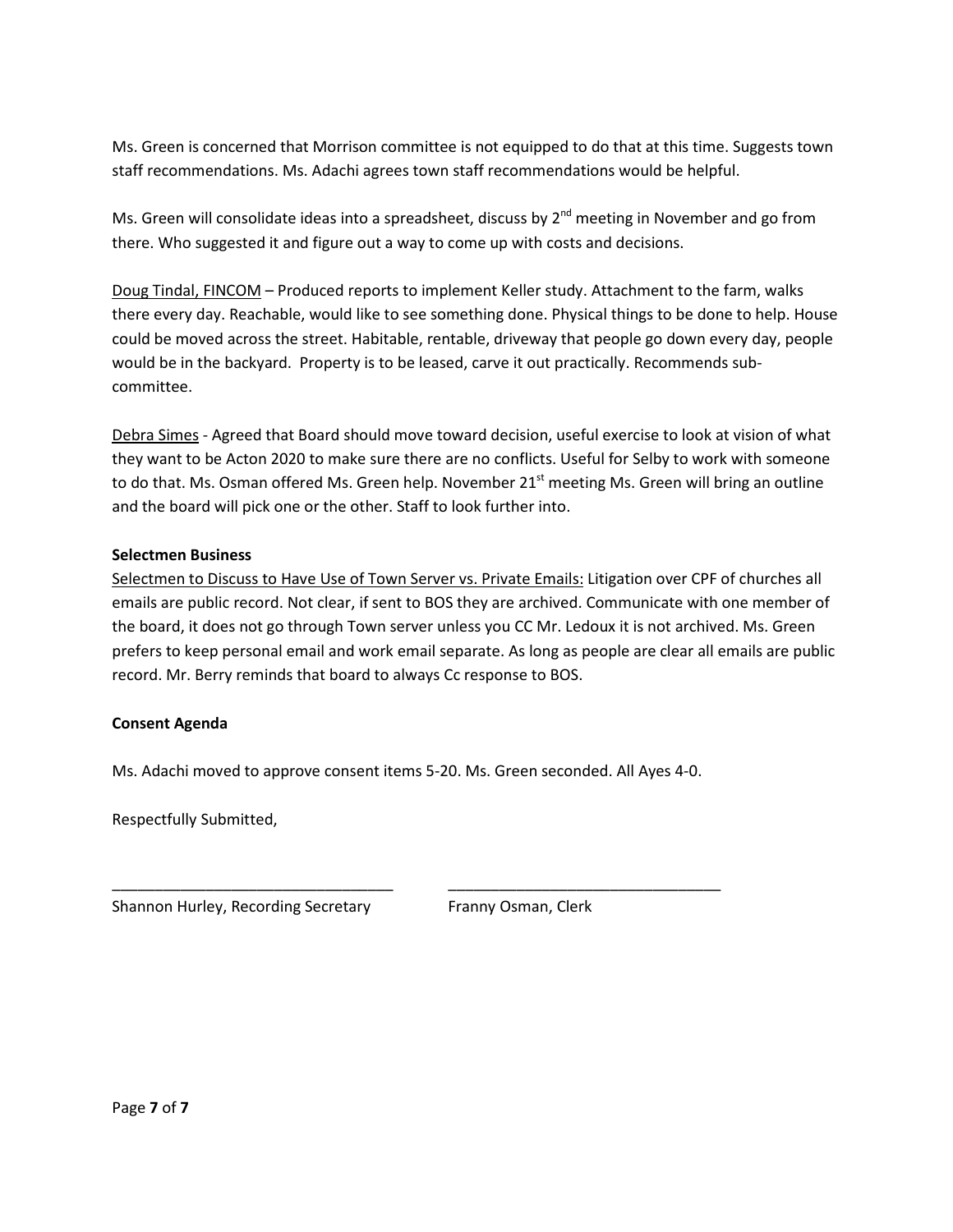Ms. Green is concerned that Morrison committee is not equipped to do that at this time. Suggests town staff recommendations. Ms. Adachi agrees town staff recommendations would be helpful.

Ms. Green will consolidate ideas into a spreadsheet, discuss by 2nd meeting in November and go from there. Who suggested it and figure out a way to come up with costs and decisions.

Doug Tindal, FINCOM – Produced reports to implement Keller study. Attachment to the farm, walks there every day. Reachable, would like to see something done. Physical things to be done to help. House could be moved across the street. Habitable, rentable, driveway that people go down every day, people would be in the backyard. Property is to be leased, carve it out practically. Recommends sub-committee.

Debra Simes - Agreed that Board should move toward decision, useful exercise to look at vision of what they want to be Acton 2020 to make sure there are no conflicts. Useful for Selby to work with someone to do that. Ms. Osman offered Ms. Green help. November 21st meeting Ms. Green will bring an outline and the board will pick one or the other. Staff to look further into.

**Selectmen Business**

Selectmen to Discuss to Have Use of Town Server vs. Private Emails: Litigation over CPF of churches all emails are public record. Not clear, if sent to BOS they are archived. Communicate with one member of the board, it does not go through Town server unless you CC Mr. Ledoux it is not archived. Ms. Green prefers to keep personal email and work email separate. As long as people are clear all emails are public record. Mr. Berry reminds that board to always Cc response to BOS.

**Consent Agenda**

Ms. Adachi moved to approve consent items 5-20. Ms. Green seconded. All Ayes 4-0.

Respectfully Submitted,

_________________________________ _________________________________

Shannon Hurley, Recording Secretary Franny Osman, Clerk